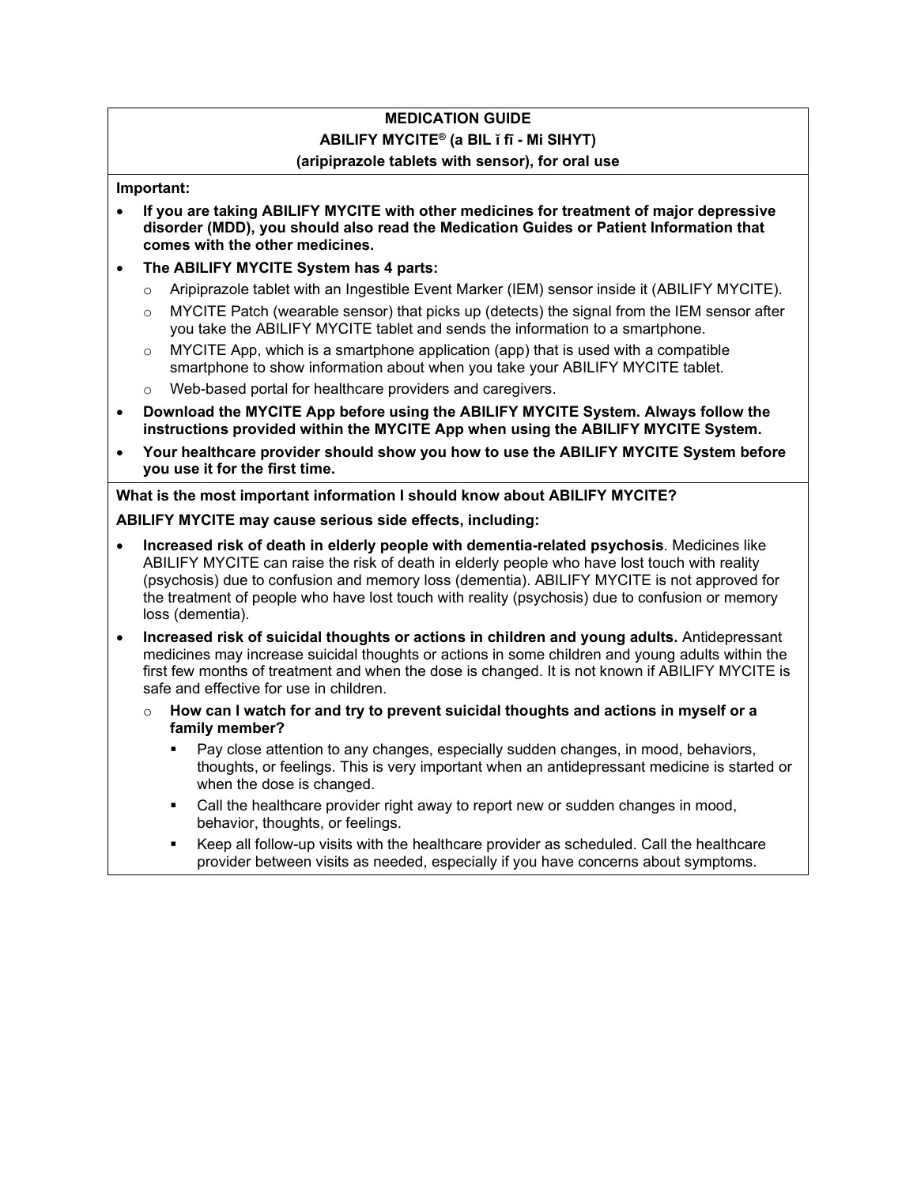# MEDICATION GUIDE

## ABILIFY MYCITE® (a BIL ĭ fī - Mī SIHYT)

### (aripiprazole tablets with sensor), for oral use

**Important:**

- **If you are taking ABILIFY MYCITE with other medicines for treatment of major depressive disorder (MDD), you should also read the Medication Guides or Patient Information that comes with the other medicines.**
- **The ABILIFY MYCITE System has 4 parts:**
  - Aripiprazole tablet with an Ingestible Event Marker (IEM) sensor inside it (ABILIFY MYCITE).
  - MYCITE Patch (wearable sensor) that picks up (detects) the signal from the IEM sensor after you take the ABILIFY MYCITE tablet and sends the information to a smartphone.
  - MYCITE App, which is a smartphone application (app) that is used with a compatible smartphone to show information about when you take your ABILIFY MYCITE tablet.
  - Web-based portal for healthcare providers and caregivers.
- **Download the MYCITE App before using the ABILIFY MYCITE System. Always follow the instructions provided within the MYCITE App when using the ABILIFY MYCITE System.**
- **Your healthcare provider should show you how to use the ABILIFY MYCITE System before you use it for the first time.**

**What is the most important information I should know about ABILIFY MYCITE?**

**ABILIFY MYCITE may cause serious side effects, including:**

- **Increased risk of death in elderly people with dementia-related psychosis**. Medicines like ABILIFY MYCITE can raise the risk of death in elderly people who have lost touch with reality (psychosis) due to confusion and memory loss (dementia). ABILIFY MYCITE is not approved for the treatment of people who have lost touch with reality (psychosis) due to confusion or memory loss (dementia).
- **Increased risk of suicidal thoughts or actions in children and young adults.** Antidepressant medicines may increase suicidal thoughts or actions in some children and young adults within the first few months of treatment and when the dose is changed. It is not known if ABILIFY MYCITE is safe and effective for use in children.
  - **How can I watch for and try to prevent suicidal thoughts and actions in myself or a family member?**
    - Pay close attention to any changes, especially sudden changes, in mood, behaviors, thoughts, or feelings. This is very important when an antidepressant medicine is started or when the dose is changed.
    - Call the healthcare provider right away to report new or sudden changes in mood, behavior, thoughts, or feelings.
    - Keep all follow-up visits with the healthcare provider as scheduled. Call the healthcare provider between visits as needed, especially if you have concerns about symptoms.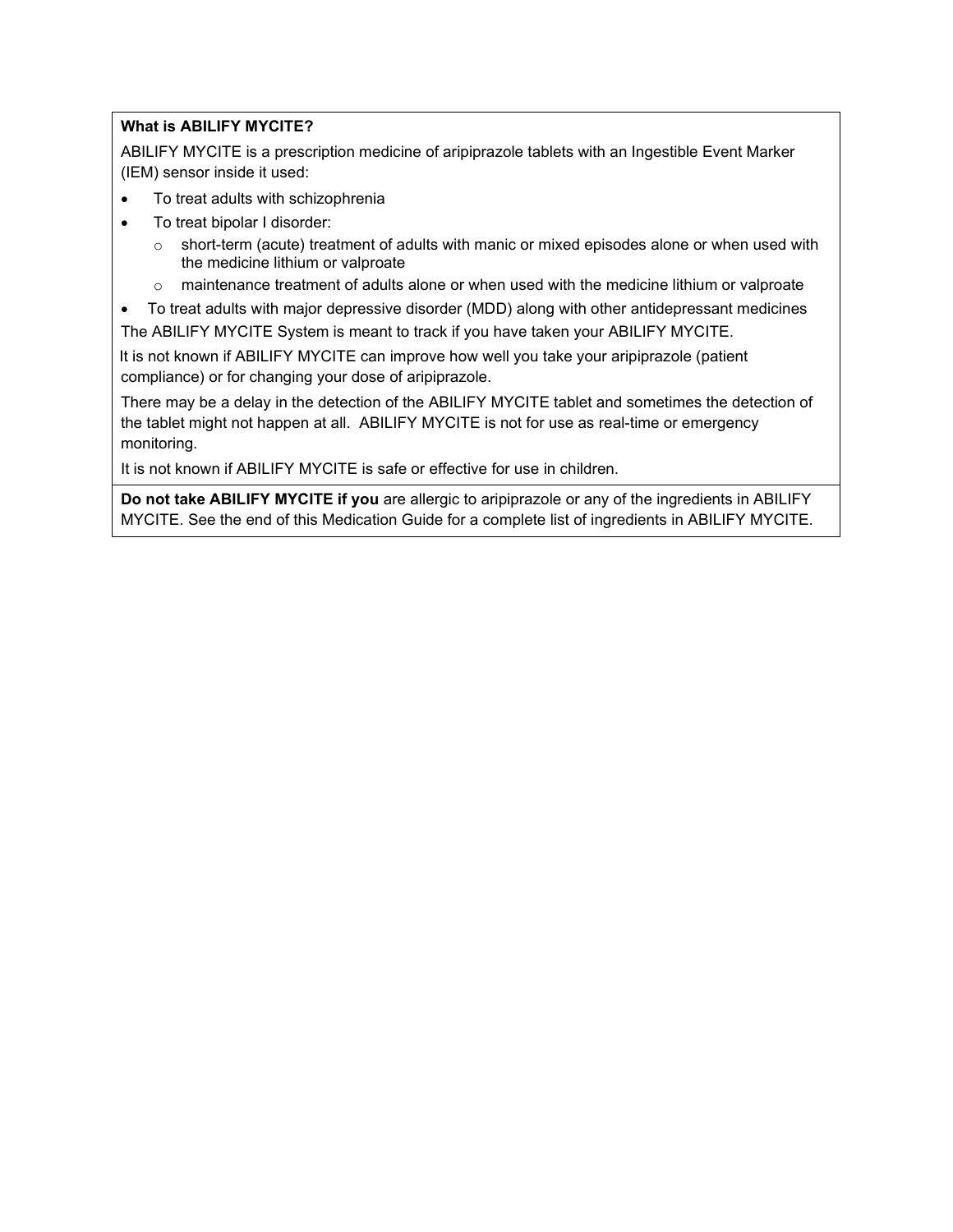**What is ABILIFY MYCITE?**

ABILIFY MYCITE is a prescription medicine of aripiprazole tablets with an Ingestible Event Marker (IEM) sensor inside it used:

- To treat adults with schizophrenia
- To treat bipolar I disorder:
  - short-term (acute) treatment of adults with manic or mixed episodes alone or when used with the medicine lithium or valproate
  - maintenance treatment of adults alone or when used with the medicine lithium or valproate
- To treat adults with major depressive disorder (MDD) along with other antidepressant medicines

The ABILIFY MYCITE System is meant to track if you have taken your ABILIFY MYCITE.

It is not known if ABILIFY MYCITE can improve how well you take your aripiprazole (patient compliance) or for changing your dose of aripiprazole.

There may be a delay in the detection of the ABILIFY MYCITE tablet and sometimes the detection of the tablet might not happen at all. ABILIFY MYCITE is not for use as real-time or emergency monitoring.

It is not known if ABILIFY MYCITE is safe or effective for use in children.

**Do not take ABILIFY MYCITE if you** are allergic to aripiprazole or any of the ingredients in ABILIFY MYCITE. See the end of this Medication Guide for a complete list of ingredients in ABILIFY MYCITE.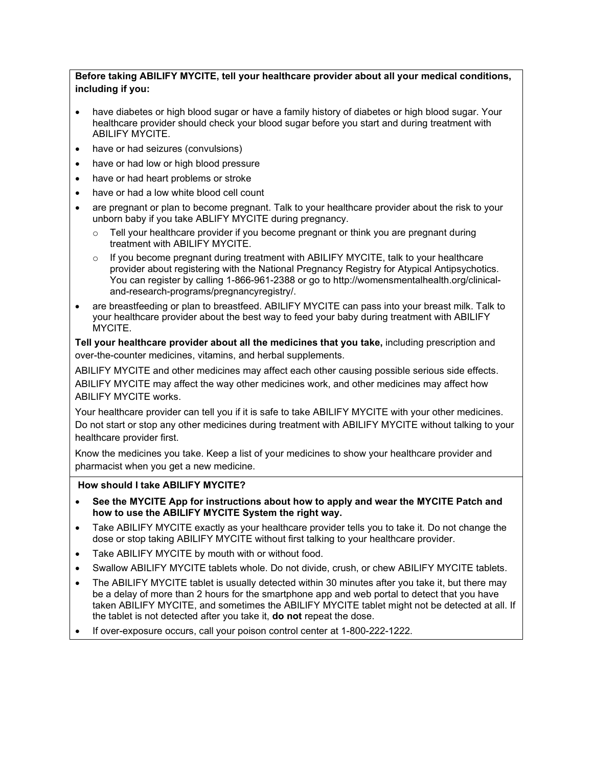**Before taking ABILIFY MYCITE, tell your healthcare provider about all your medical conditions, including if you:**

- have diabetes or high blood sugar or have a family history of diabetes or high blood sugar. Your healthcare provider should check your blood sugar before you start and during treatment with ABILIFY MYCITE.
- have or had seizures (convulsions)
- have or had low or high blood pressure
- have or had heart problems or stroke
- have or had a low white blood cell count
- are pregnant or plan to become pregnant. Talk to your healthcare provider about the risk to your unborn baby if you take ABLIFY MYCITE during pregnancy.
  - Tell your healthcare provider if you become pregnant or think you are pregnant during treatment with ABILIFY MYCITE.
  - If you become pregnant during treatment with ABILIFY MYCITE, talk to your healthcare provider about registering with the National Pregnancy Registry for Atypical Antipsychotics. You can register by calling 1-866-961-2388 or go to http://womensmentalhealth.org/clinical-and-research-programs/pregnancyregistry/.
- are breastfeeding or plan to breastfeed. ABILIFY MYCITE can pass into your breast milk. Talk to your healthcare provider about the best way to feed your baby during treatment with ABILIFY MYCITE.

**Tell your healthcare provider about all the medicines that you take,** including prescription and over-the-counter medicines, vitamins, and herbal supplements.

ABILIFY MYCITE and other medicines may affect each other causing possible serious side effects. ABILIFY MYCITE may affect the way other medicines work, and other medicines may affect how ABILIFY MYCITE works.

Your healthcare provider can tell you if it is safe to take ABILIFY MYCITE with your other medicines. Do not start or stop any other medicines during treatment with ABILIFY MYCITE without talking to your healthcare provider first.

Know the medicines you take. Keep a list of your medicines to show your healthcare provider and pharmacist when you get a new medicine.

**How should I take ABILIFY MYCITE?**

- **See the MYCITE App for instructions about how to apply and wear the MYCITE Patch and how to use the ABILIFY MYCITE System the right way.**
- Take ABILIFY MYCITE exactly as your healthcare provider tells you to take it. Do not change the dose or stop taking ABILIFY MYCITE without first talking to your healthcare provider.
- Take ABILIFY MYCITE by mouth with or without food.
- Swallow ABILIFY MYCITE tablets whole. Do not divide, crush, or chew ABILIFY MYCITE tablets.
- The ABILIFY MYCITE tablet is usually detected within 30 minutes after you take it, but there may be a delay of more than 2 hours for the smartphone app and web portal to detect that you have taken ABILIFY MYCITE, and sometimes the ABILIFY MYCITE tablet might not be detected at all. If the tablet is not detected after you take it, **do not** repeat the dose.
- If over-exposure occurs, call your poison control center at 1-800-222-1222.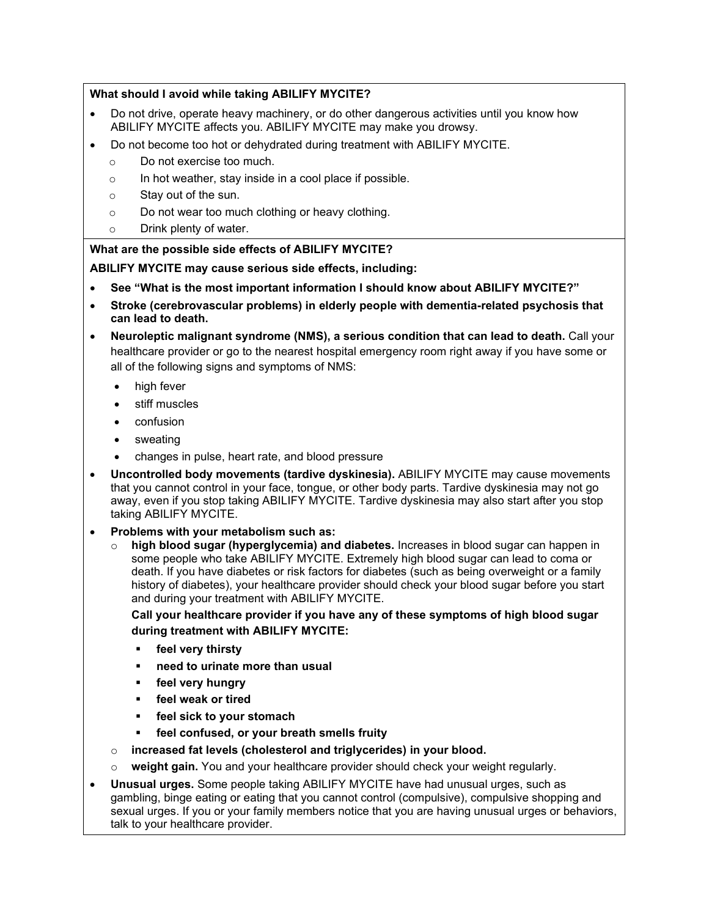**What should I avoid while taking ABILIFY MYCITE?**

- Do not drive, operate heavy machinery, or do other dangerous activities until you know how ABILIFY MYCITE affects you. ABILIFY MYCITE may make you drowsy.
- Do not become too hot or dehydrated during treatment with ABILIFY MYCITE.
  - Do not exercise too much.
  - In hot weather, stay inside in a cool place if possible.
  - Stay out of the sun.
  - Do not wear too much clothing or heavy clothing.
  - Drink plenty of water.

**What are the possible side effects of ABILIFY MYCITE?**

**ABILIFY MYCITE may cause serious side effects, including:**

- **See "What is the most important information I should know about ABILIFY MYCITE?"**
- **Stroke (cerebrovascular problems) in elderly people with dementia-related psychosis that can lead to death.**
- **Neuroleptic malignant syndrome (NMS), a serious condition that can lead to death.** Call your healthcare provider or go to the nearest hospital emergency room right away if you have some or all of the following signs and symptoms of NMS:
  - high fever
  - stiff muscles
  - confusion
  - sweating
  - changes in pulse, heart rate, and blood pressure
- **Uncontrolled body movements (tardive dyskinesia).** ABILIFY MYCITE may cause movements that you cannot control in your face, tongue, or other body parts. Tardive dyskinesia may not go away, even if you stop taking ABILIFY MYCITE. Tardive dyskinesia may also start after you stop taking ABILIFY MYCITE.
- **Problems with your metabolism such as:**
  - **high blood sugar (hyperglycemia) and diabetes.** Increases in blood sugar can happen in some people who take ABILIFY MYCITE. Extremely high blood sugar can lead to coma or death. If you have diabetes or risk factors for diabetes (such as being overweight or a family history of diabetes), your healthcare provider should check your blood sugar before you start and during your treatment with ABILIFY MYCITE.

    **Call your healthcare provider if you have any of these symptoms of high blood sugar during treatment with ABILIFY MYCITE:**

    - **feel very thirsty**
    - **need to urinate more than usual**
    - **feel very hungry**
    - **feel weak or tired**
    - **feel sick to your stomach**
    - **feel confused, or your breath smells fruity**
  - **increased fat levels (cholesterol and triglycerides) in your blood.**
  - **weight gain.** You and your healthcare provider should check your weight regularly.
- **Unusual urges.** Some people taking ABILIFY MYCITE have had unusual urges, such as gambling, binge eating or eating that you cannot control (compulsive), compulsive shopping and sexual urges. If you or your family members notice that you are having unusual urges or behaviors, talk to your healthcare provider.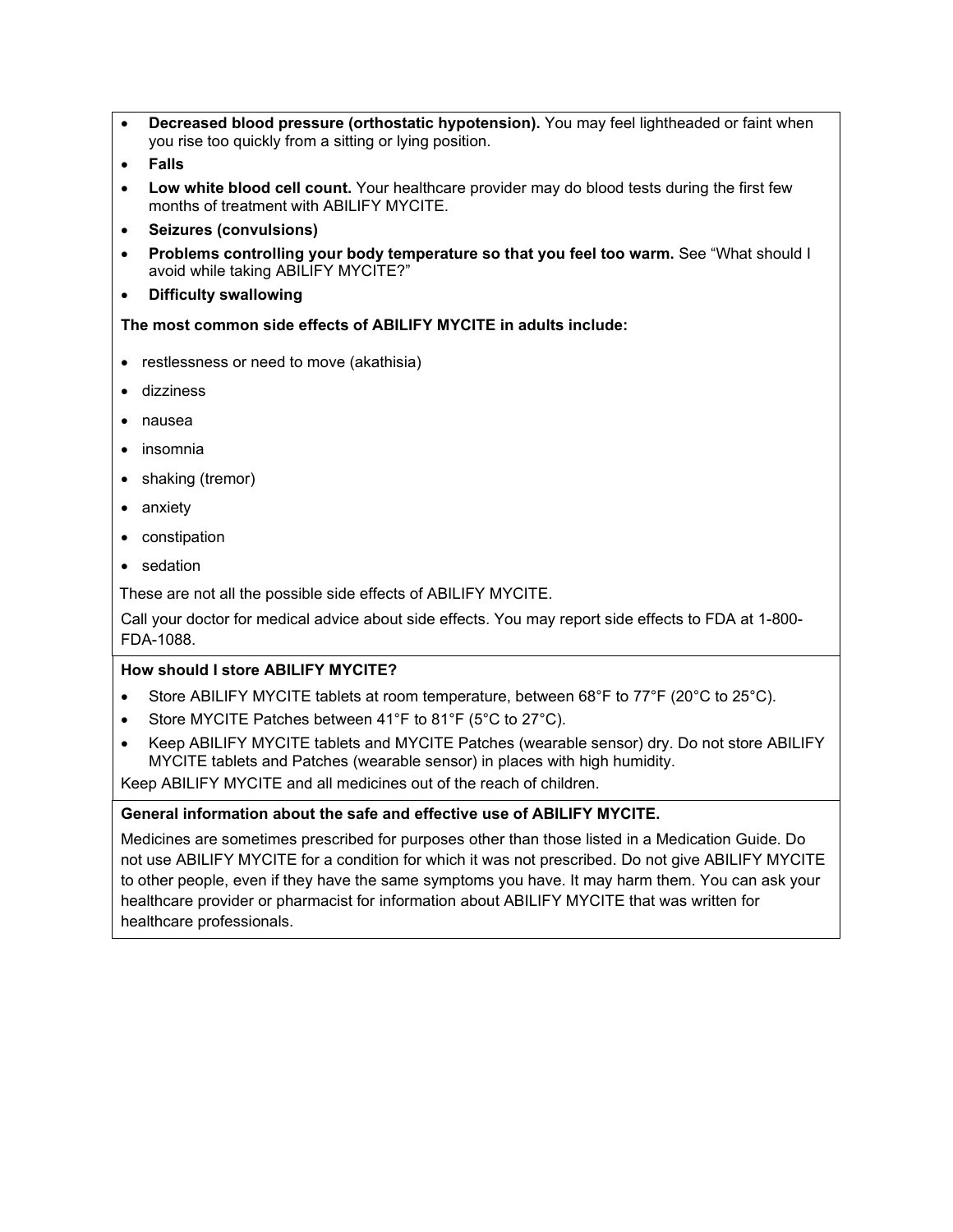- **Decreased blood pressure (orthostatic hypotension).** You may feel lightheaded or faint when you rise too quickly from a sitting or lying position.
- **Falls**
- **Low white blood cell count.** Your healthcare provider may do blood tests during the first few months of treatment with ABILIFY MYCITE.
- **Seizures (convulsions)**
- **Problems controlling your body temperature so that you feel too warm.** See "What should I avoid while taking ABILIFY MYCITE?"
- **Difficulty swallowing**

**The most common side effects of ABILIFY MYCITE in adults include:**

- restlessness or need to move (akathisia)
- dizziness
- nausea
- insomnia
- shaking (tremor)
- anxiety
- constipation
- sedation

These are not all the possible side effects of ABILIFY MYCITE.

Call your doctor for medical advice about side effects. You may report side effects to FDA at 1-800-FDA-1088.

**How should I store ABILIFY MYCITE?**

- Store ABILIFY MYCITE tablets at room temperature, between 68°F to 77°F (20°C to 25°C).
- Store MYCITE Patches between 41°F to 81°F (5°C to 27°C).
- Keep ABILIFY MYCITE tablets and MYCITE Patches (wearable sensor) dry. Do not store ABILIFY MYCITE tablets and Patches (wearable sensor) in places with high humidity.

Keep ABILIFY MYCITE and all medicines out of the reach of children.

**General information about the safe and effective use of ABILIFY MYCITE.**

Medicines are sometimes prescribed for purposes other than those listed in a Medication Guide. Do not use ABILIFY MYCITE for a condition for which it was not prescribed. Do not give ABILIFY MYCITE to other people, even if they have the same symptoms you have. It may harm them. You can ask your healthcare provider or pharmacist for information about ABILIFY MYCITE that was written for healthcare professionals.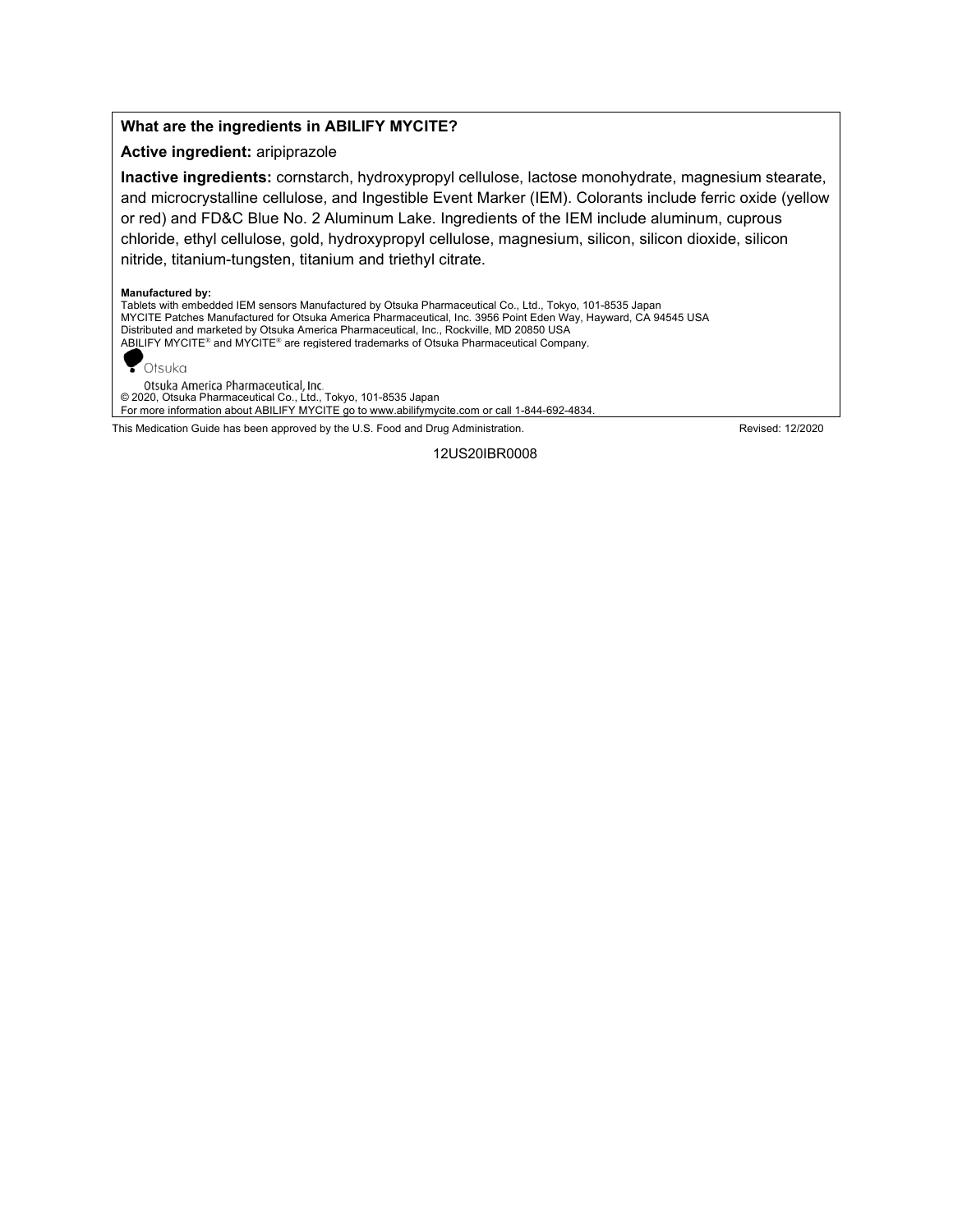### What are the ingredients in ABILIFY MYCITE?

**Active ingredient:** aripiprazole

**Inactive ingredients:** cornstarch, hydroxypropyl cellulose, lactose monohydrate, magnesium stearate, and microcrystalline cellulose, and Ingestible Event Marker (IEM). Colorants include ferric oxide (yellow or red) and FD&C Blue No. 2 Aluminum Lake. Ingredients of the IEM include aluminum, cuprous chloride, ethyl cellulose, gold, hydroxypropyl cellulose, magnesium, silicon, silicon dioxide, silicon nitride, titanium-tungsten, titanium and triethyl citrate.

**Manufactured by:**
Tablets with embedded IEM sensors Manufactured by Otsuka Pharmaceutical Co., Ltd., Tokyo, 101-8535 Japan
MYCITE Patches Manufactured for Otsuka America Pharmaceutical, Inc. 3956 Point Eden Way, Hayward, CA 94545 USA
Distributed and marketed by Otsuka America Pharmaceutical, Inc., Rockville, MD 20850 USA
ABILIFY MYCITE® and MYCITE® are registered trademarks of Otsuka Pharmaceutical Company.

Otsuka

Otsuka America Pharmaceutical, Inc.
© 2020, Otsuka Pharmaceutical Co., Ltd., Tokyo, 101-8535 Japan
For more information about ABILIFY MYCITE go to www.abilifymycite.com or call 1-844-692-4834.

This Medication Guide has been approved by the U.S. Food and Drug Administration. Revised: 12/2020

12US20IBR0008